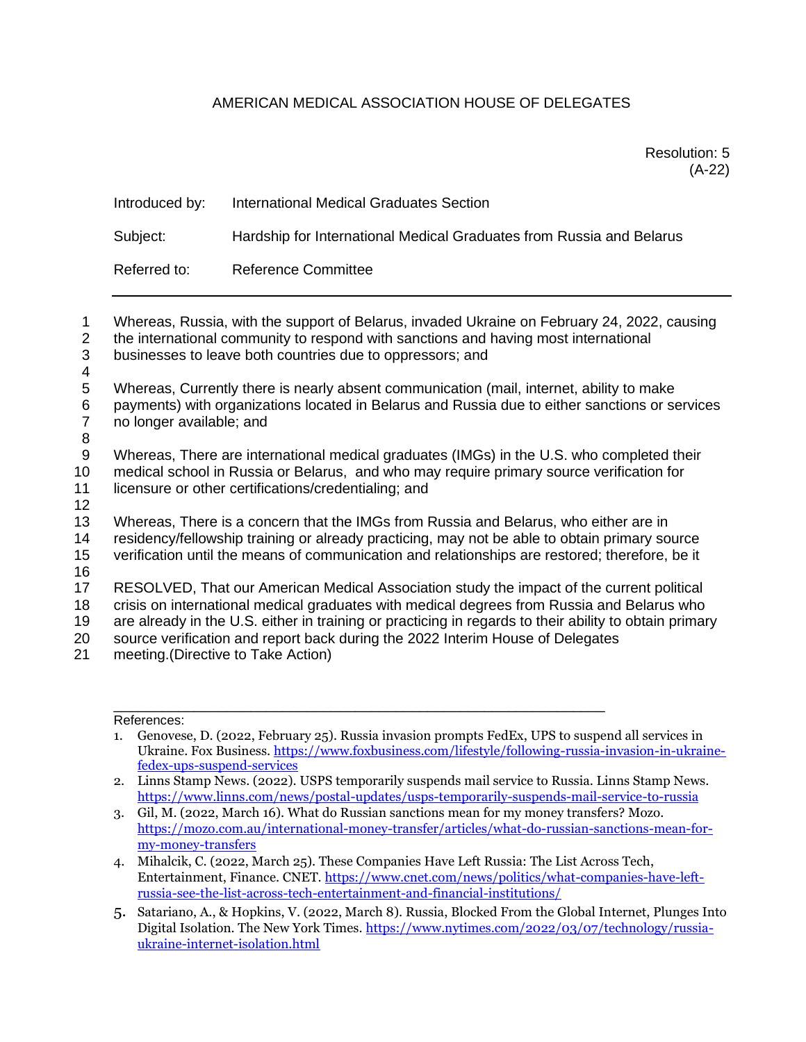# AMERICAN MEDICAL ASSOCIATION HOUSE OF DELEGATES

Resolution: 5
(A-22)

Introduced by: International Medical Graduates Section

Subject: Hardship for International Medical Graduates from Russia and Belarus

Referred to: Reference Committee

---

Whereas, Russia, with the support of Belarus, invaded Ukraine on February 24, 2022, causing the international community to respond with sanctions and having most international businesses to leave both countries due to oppressors; and

Whereas, Currently there is nearly absent communication (mail, internet, ability to make payments) with organizations located in Belarus and Russia due to either sanctions or services no longer available; and

Whereas, There are international medical graduates (IMGs) in the U.S. who completed their medical school in Russia or Belarus, and who may require primary source verification for licensure or other certifications/credentialing; and

Whereas, There is a concern that the IMGs from Russia and Belarus, who either are in residency/fellowship training or already practicing, may not be able to obtain primary source verification until the means of communication and relationships are restored; therefore, be it

RESOLVED, That our American Medical Association study the impact of the current political crisis on international medical graduates with medical degrees from Russia and Belarus who are already in the U.S. either in training or practicing in regards to their ability to obtain primary source verification and report back during the 2022 Interim House of Delegates meeting.(Directive to Take Action)

---

References:

1. Genovese, D. (2022, February 25). Russia invasion prompts FedEx, UPS to suspend all services in Ukraine. Fox Business. https://www.foxbusiness.com/lifestyle/following-russia-invasion-in-ukraine-fedex-ups-suspend-services
2. Linns Stamp News. (2022). USPS temporarily suspends mail service to Russia. Linns Stamp News. https://www.linns.com/news/postal-updates/usps-temporarily-suspends-mail-service-to-russia
3. Gil, M. (2022, March 16). What do Russian sanctions mean for my money transfers? Mozo. https://mozo.com.au/international-money-transfer/articles/what-do-russian-sanctions-mean-for-my-money-transfers
4. Mihalcik, C. (2022, March 25). These Companies Have Left Russia: The List Across Tech, Entertainment, Finance. CNET. https://www.cnet.com/news/politics/what-companies-have-left-russia-see-the-list-across-tech-entertainment-and-financial-institutions/
5. Satariano, A., & Hopkins, V. (2022, March 8). Russia, Blocked From the Global Internet, Plunges Into Digital Isolation. The New York Times. https://www.nytimes.com/2022/03/07/technology/russia-ukraine-internet-isolation.html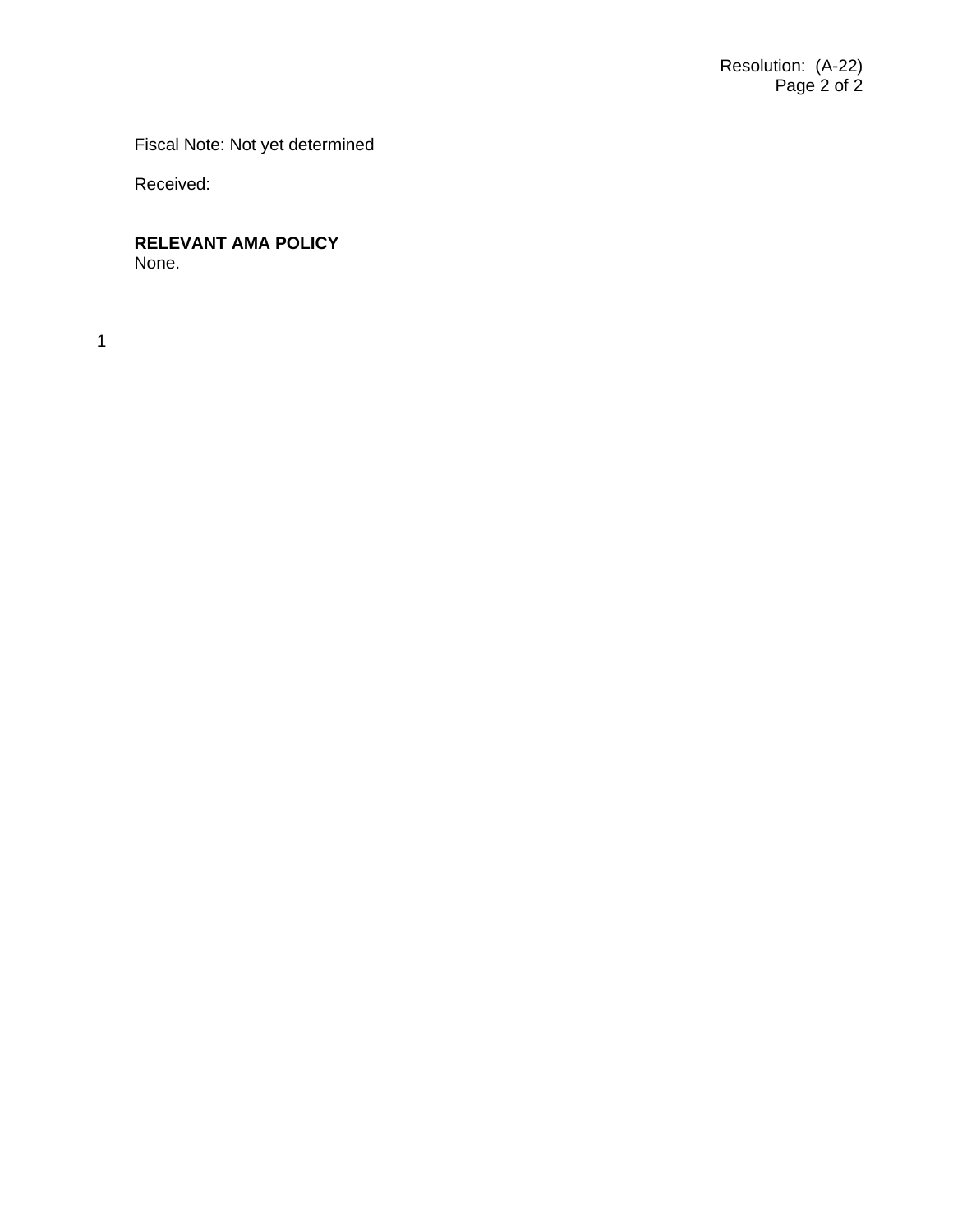Fiscal Note: Not yet determined

Received:

**RELEVANT AMA POLICY**
None.